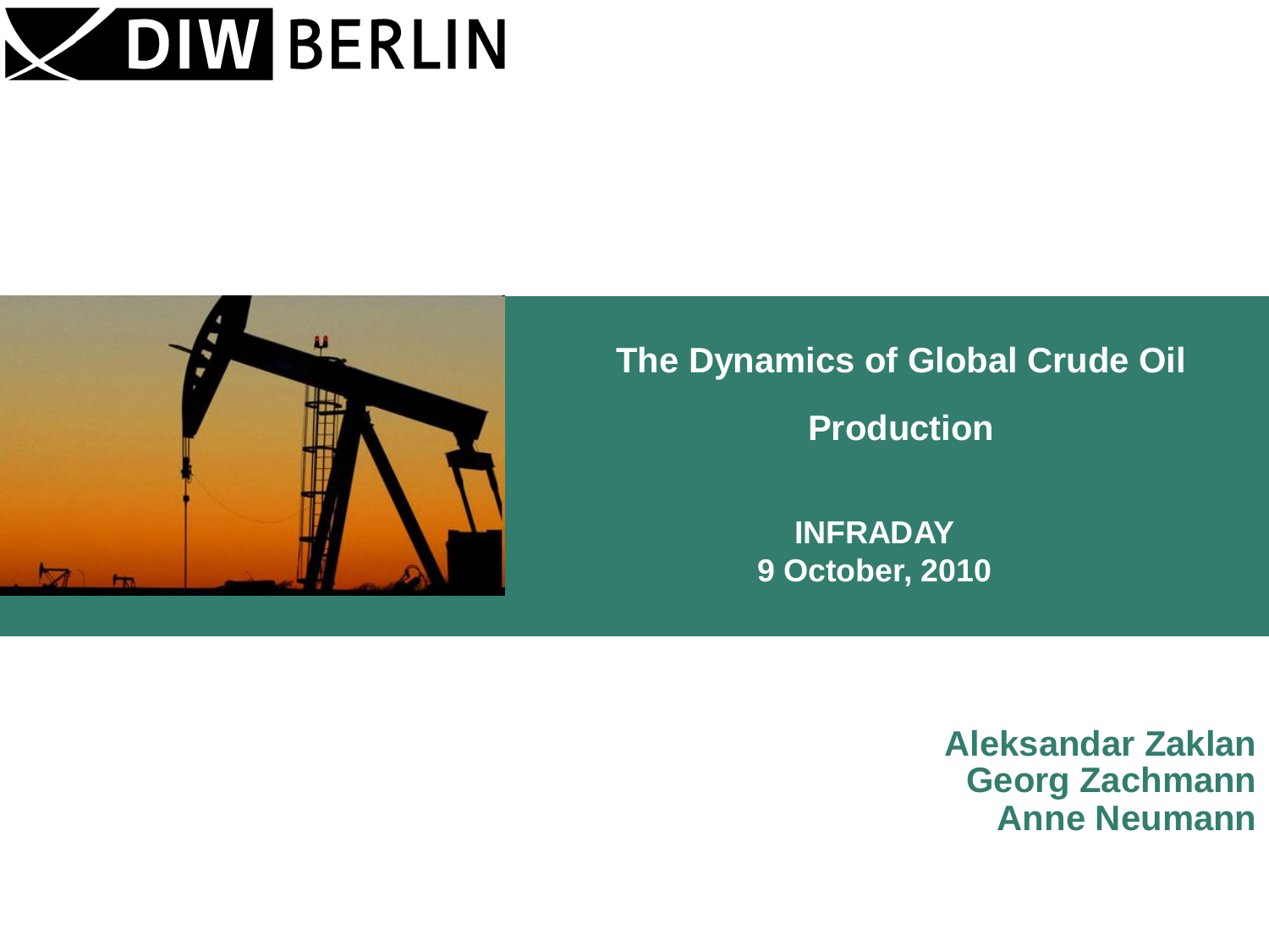DIW BERLIN

# The Dynamics of Global Crude Oil Production

**INFRADAY**
**9 October, 2010**

**Aleksandar Zaklan**
**Georg Zachmann**
**Anne Neumann**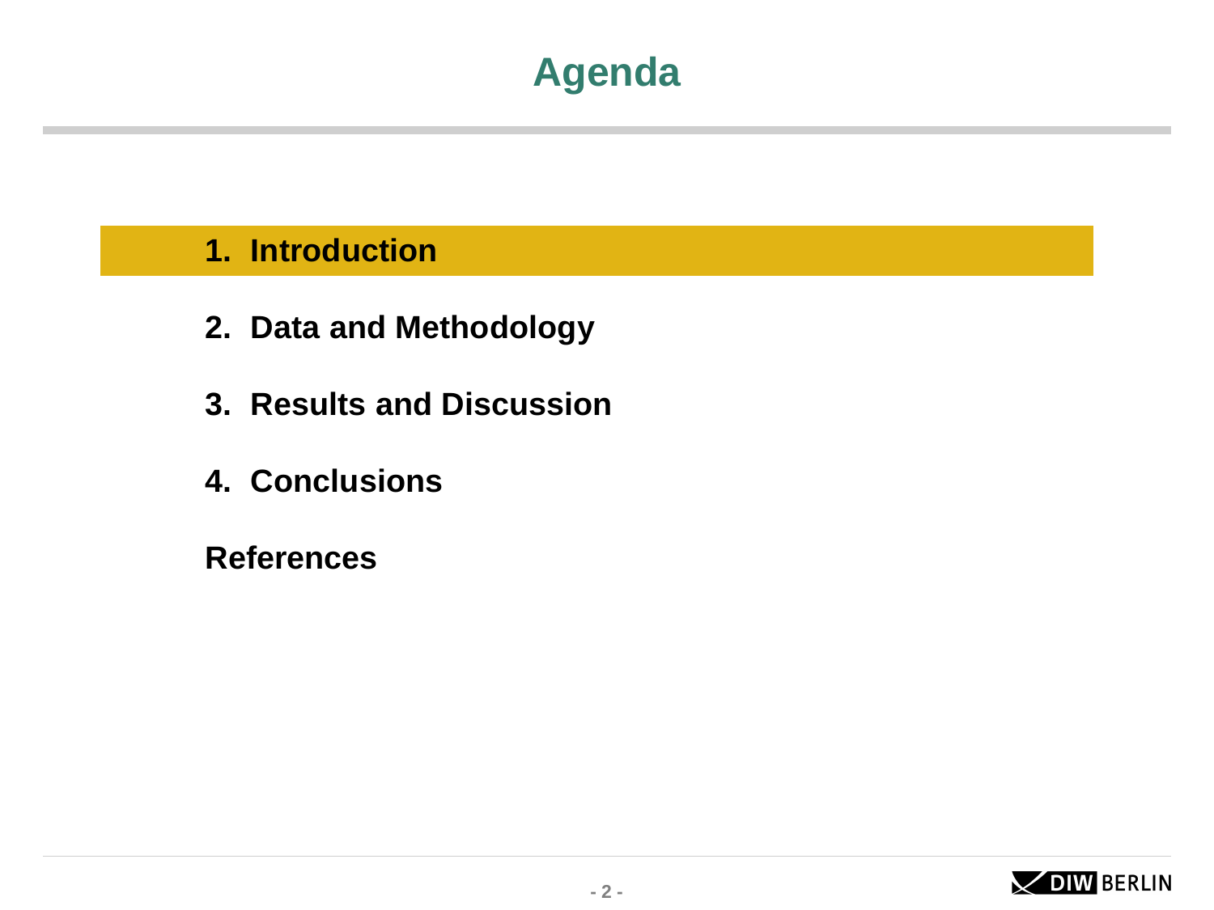# Agenda

1. **Introduction**
2. **Data and Methodology**
3. **Results and Discussion**
4. **Conclusions**

**References**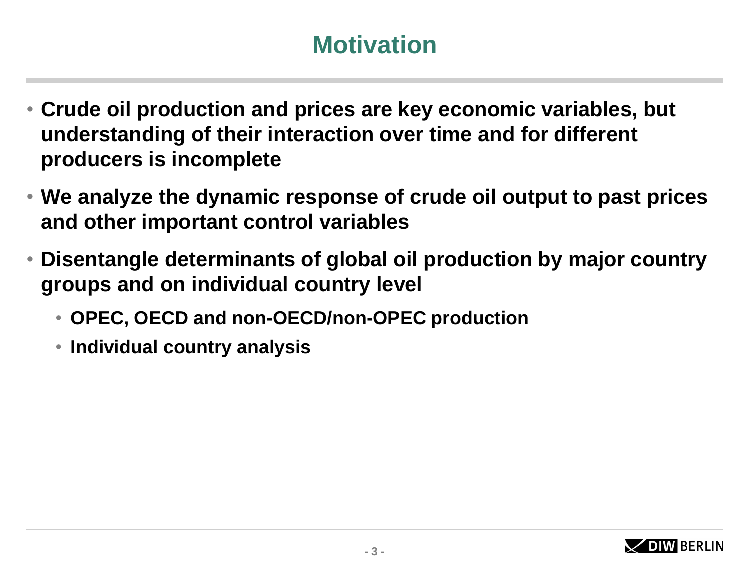# Motivation

- **Crude oil production and prices are key economic variables, but understanding of their interaction over time and for different producers is incomplete**
- **We analyze the dynamic response of crude oil output to past prices and other important control variables**
- **Disentangle determinants of global oil production by major country groups and on individual country level**
  - **OPEC, OECD and non-OECD/non-OPEC production**
  - **Individual country analysis**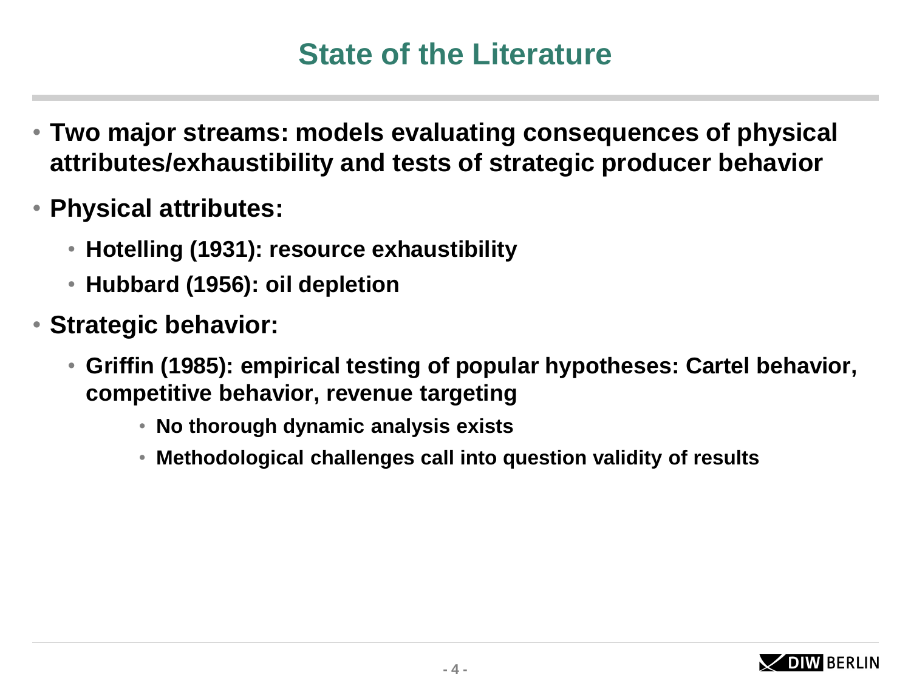# State of the Literature

- **Two major streams: models evaluating consequences of physical attributes/exhaustibility and tests of strategic producer behavior**
- **Physical attributes:**
  - **Hotelling (1931): resource exhaustibility**
  - **Hubbard (1956): oil depletion**
- **Strategic behavior:**
  - **Griffin (1985): empirical testing of popular hypotheses: Cartel behavior, competitive behavior, revenue targeting**
    - **No thorough dynamic analysis exists**
    - **Methodological challenges call into question validity of results**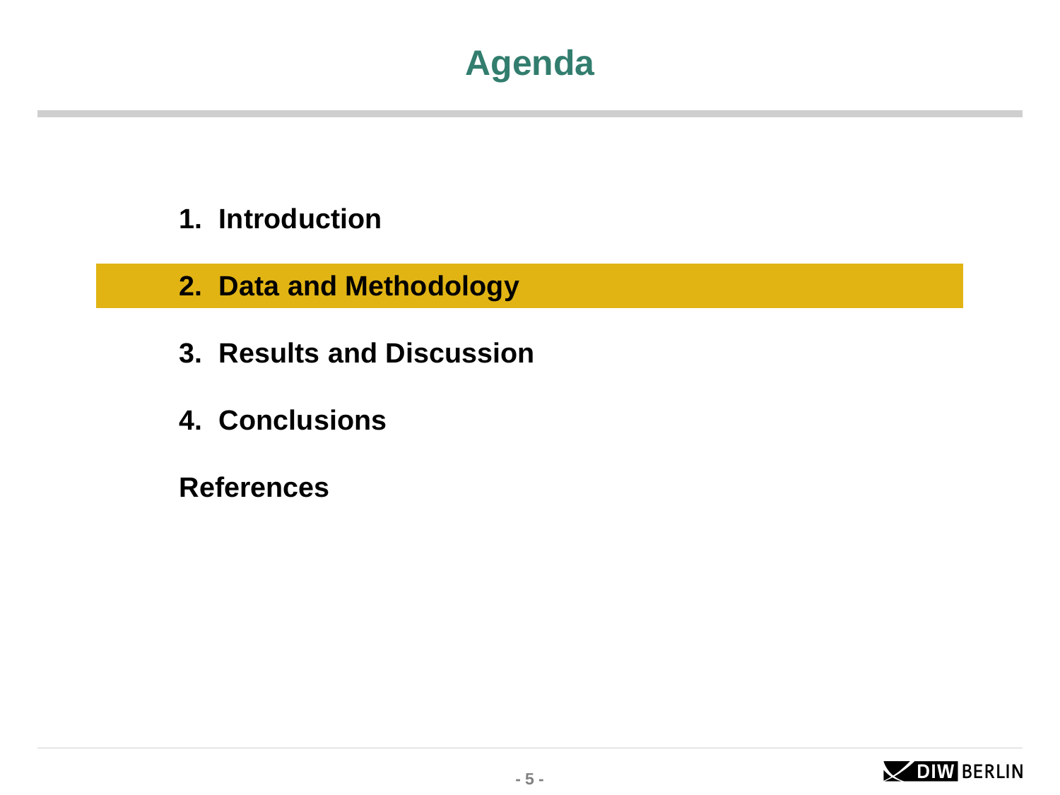# Agenda

1. Introduction
2. **Data and Methodology**
3. Results and Discussion
4. Conclusions

References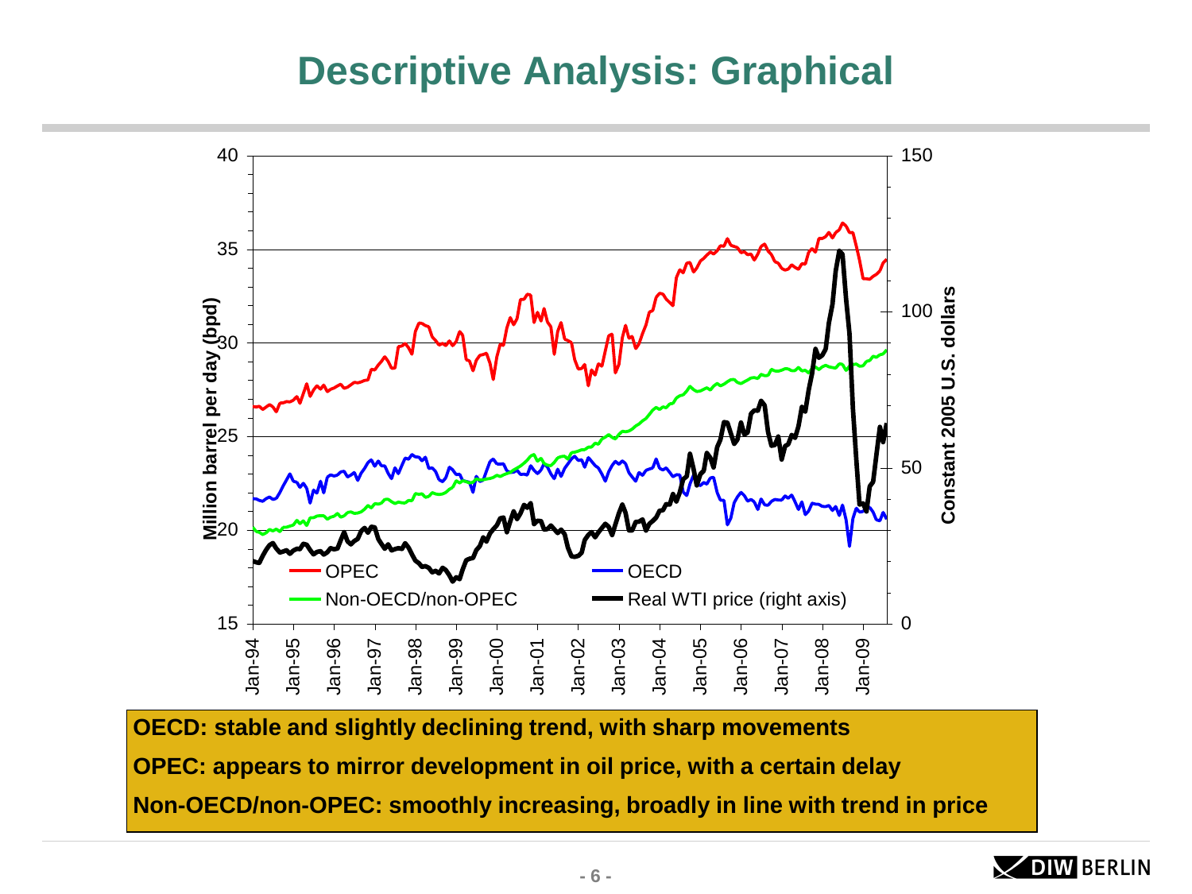# Descriptive Analysis: Graphical

**OECD: stable and slightly declining trend, with sharp movements**

**OPEC: appears to mirror development in oil price, with a certain delay**

**Non-OECD/non-OPEC: smoothly increasing, broadly in line with trend in price**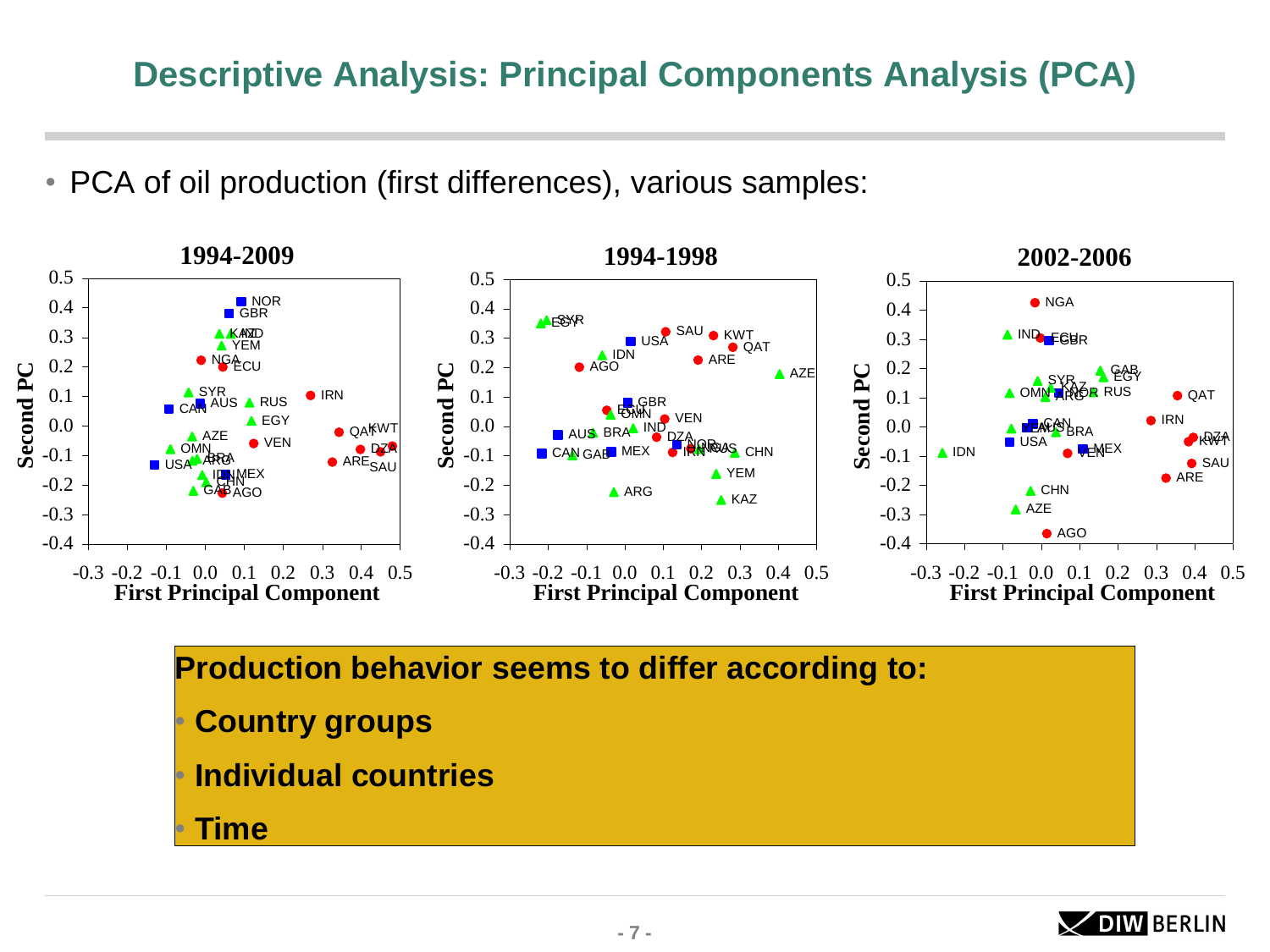# Descriptive Analysis: Principal Components Analysis (PCA)

- PCA of oil production (first differences), various samples:

**Production behavior seems to differ according to:**

- **Country groups**
- **Individual countries**
- **Time**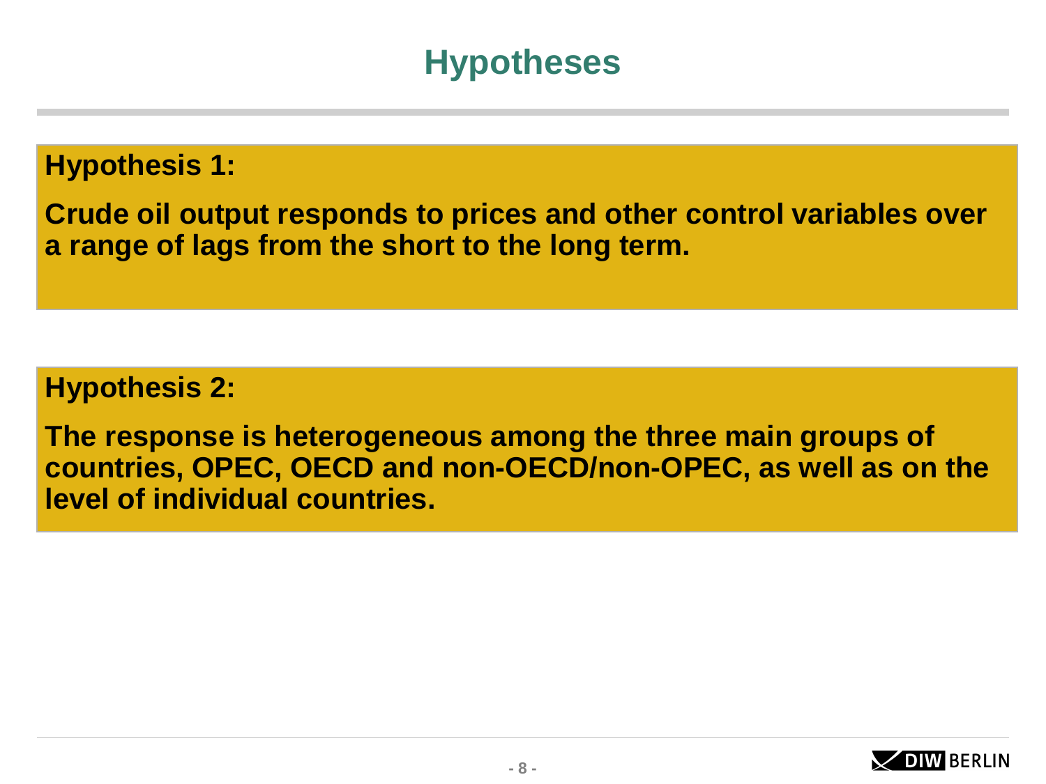# Hypotheses

**Hypothesis 1:**

**Crude oil output responds to prices and other control variables over a range of lags from the short to the long term.**

**Hypothesis 2:**

**The response is heterogeneous among the three main groups of countries, OPEC, OECD and non-OECD/non-OPEC, as well as on the level of individual countries.**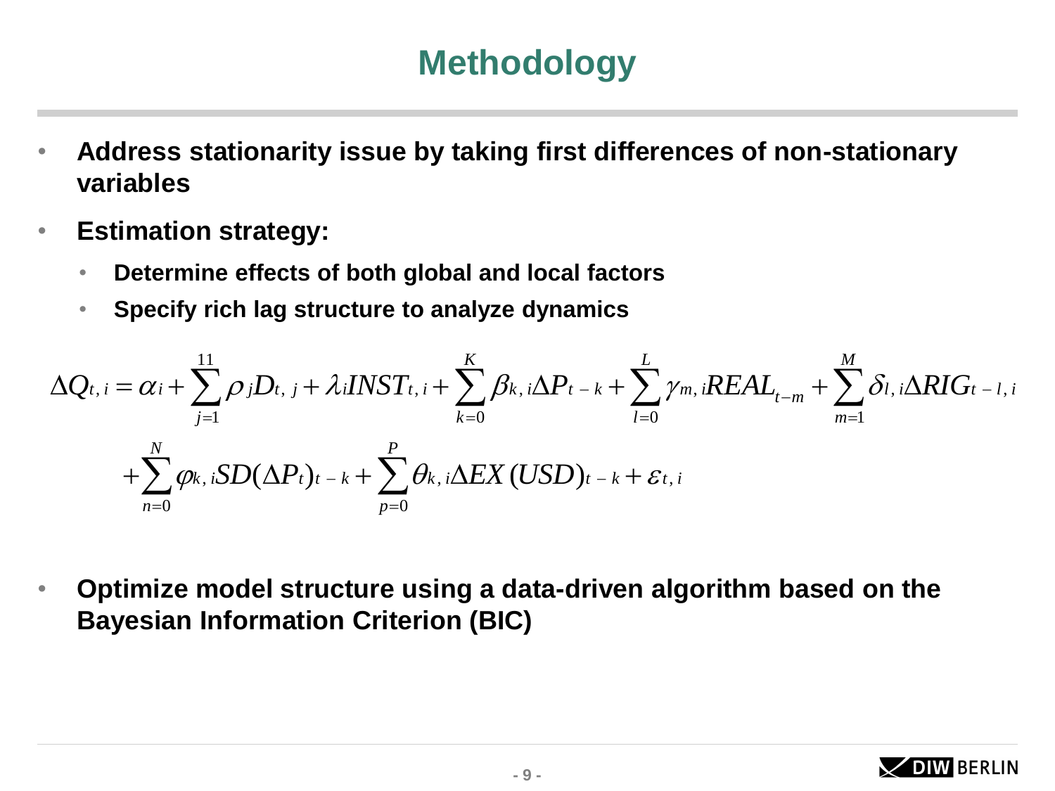# Methodology

- **Address stationarity issue by taking first differences of non-stationary variables**
- **Estimation strategy:**
  - **Determine effects of both global and local factors**
  - **Specify rich lag structure to analyze dynamics**

$$\Delta Q_{t,i} = \alpha_i + \sum_{j=1}^{11} \rho_j D_{t,j} + \lambda_i INST_{t,i} + \sum_{k=0}^{K} \beta_{k,i} \Delta P_{t-k} + \sum_{l=0}^{L} \gamma_{m,i} REAL_{t-m} + \sum_{m=1}^{M} \delta_{l,i} \Delta RIG_{t-l,i}$$

$$+ \sum_{n=0}^{N} \varphi_{k,i} SD(\Delta P_t)_{t-k} + \sum_{p=0}^{P} \theta_{k,i} \Delta EX(USD)_{t-k} + \varepsilon_{t,i}$$

- **Optimize model structure using a data-driven algorithm based on the Bayesian Information Criterion (BIC)**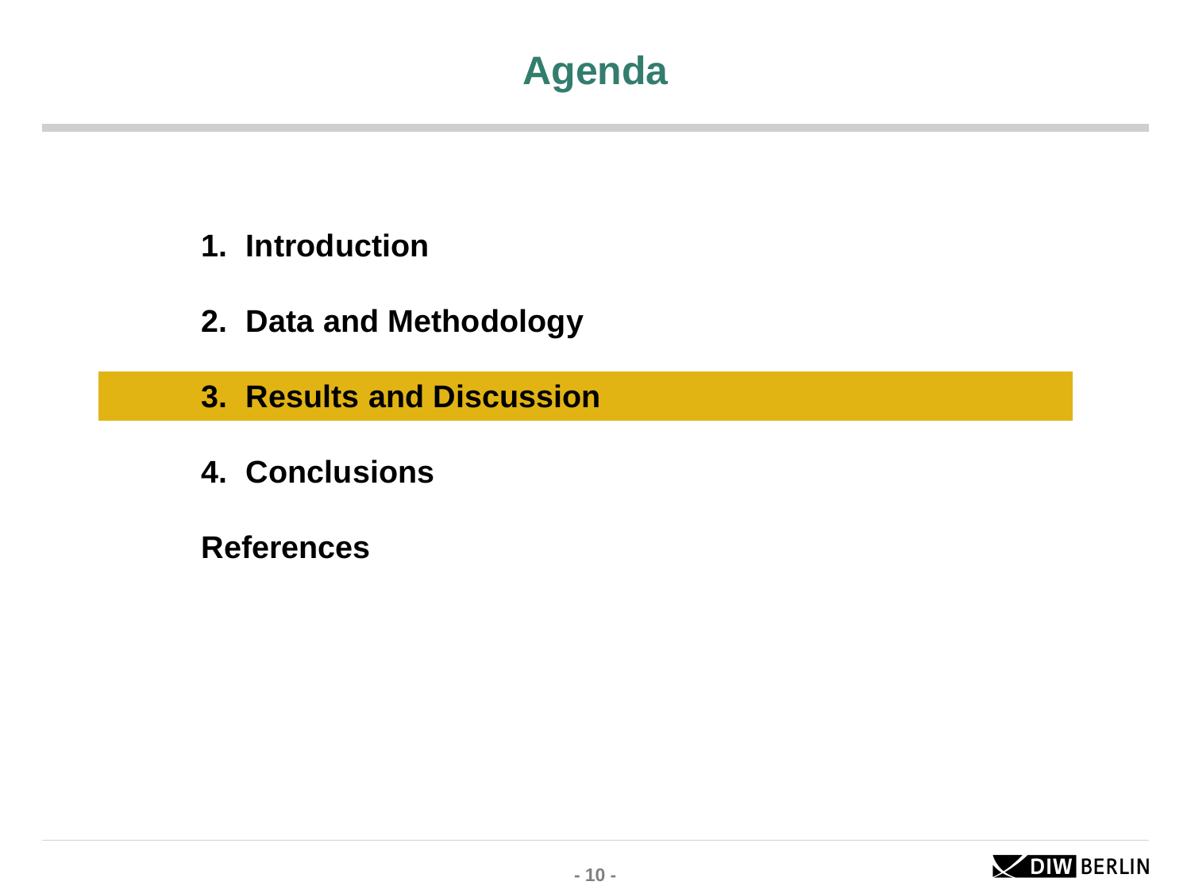# Agenda

1. **Introduction**
2. **Data and Methodology**
3. **Results and Discussion**
4. **Conclusions**

**References**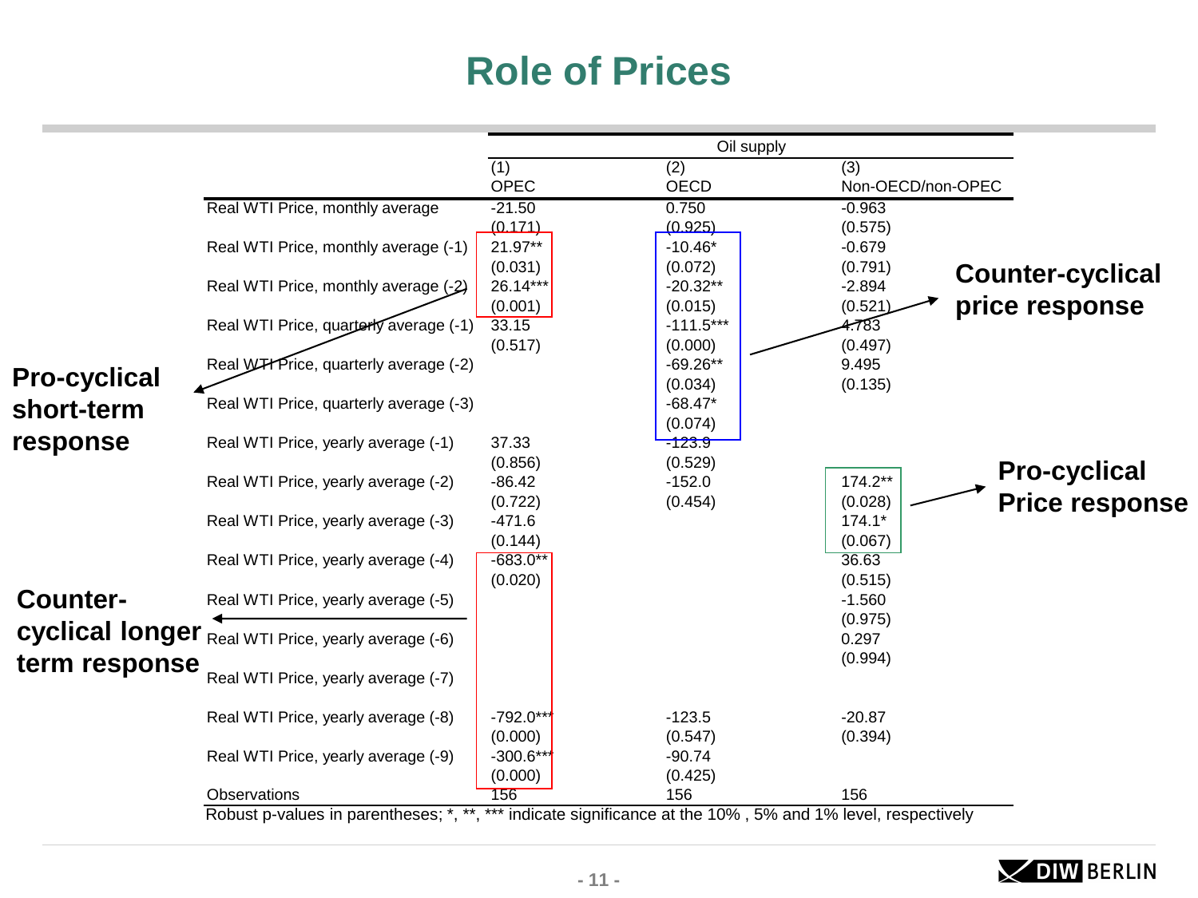# Role of Prices

| | Oil supply | | |
|---|---|---|---|
| | (1) OPEC | (2) OECD | (3) Non-OECD/non-OPEC |
| Real WTI Price, monthly average | -21.50 | 0.750 | -0.963 |
| | (0.171) | (0.925) | (0.575) |
| Real WTI Price, monthly average (-1) | 21.97** | -10.46* | -0.679 |
| | (0.031) | (0.072) | (0.791) |
| Real WTI Price, monthly average (-2) | 26.14*** | -20.32** | -2.894 |
| | (0.001) | (0.015) | (0.521) |
| Real WTI Price, quarterly average (-1) | 33.15 | -111.5*** | 4.783 |
| | (0.517) | (0.000) | (0.497) |
| Real WTI Price, quarterly average (-2) | | -69.26** | 9.495 |
| | | (0.034) | (0.135) |
| Real WTI Price, quarterly average (-3) | | -68.47* | |
| | | (0.074) | |
| Real WTI Price, yearly average (-1) | 37.33 | -123.9 | |
| | (0.856) | (0.529) | |
| Real WTI Price, yearly average (-2) | -86.42 | -152.0 | 174.2** |
| | (0.722) | (0.454) | (0.028) |
| Real WTI Price, yearly average (-3) | -471.6 | | 174.1* |
| | (0.144) | | (0.067) |
| Real WTI Price, yearly average (-4) | -683.0** | | 36.63 |
| | (0.020) | | (0.515) |
| Real WTI Price, yearly average (-5) | | | -1.560 |
| | | | (0.975) |
| Real WTI Price, yearly average (-6) | | | 0.297 |
| | | | (0.994) |
| Real WTI Price, yearly average (-7) | | | |
| Real WTI Price, yearly average (-8) | -792.0*** | -123.5 | -20.87 |
| | (0.000) | (0.547) | (0.394) |
| Real WTI Price, yearly average (-9) | -300.6*** | -90.74 | |
| | (0.000) | (0.425) | |
| Observations | 156 | 156 | 156 |

Robust p-values in parentheses; *, **, *** indicate significance at the 10% , 5% and 1% level, respectively

**Pro-cyclical short-term response**

**Counter-cyclical longer term response**

**Counter-cyclical price response**

**Pro-cyclical Price response**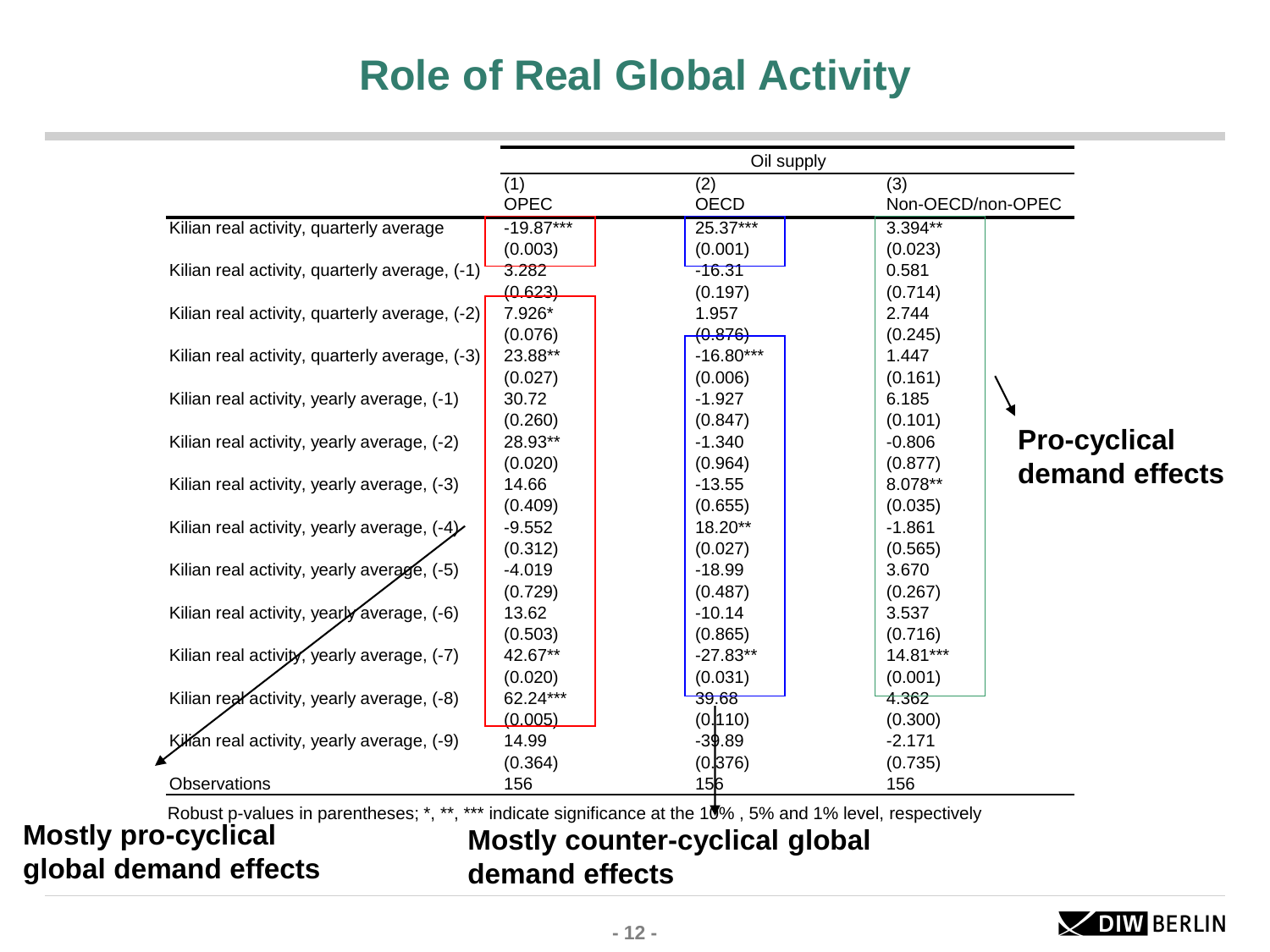# Role of Real Global Activity

| | Oil supply | | |
|---|---|---|---|
| | (1) OPEC | (2) OECD | (3) Non-OECD/non-OPEC |
| Kilian real activity, quarterly average | -19.87*** | 25.37*** | 3.394** |
| | (0.003) | (0.001) | (0.023) |
| Kilian real activity, quarterly average, (-1) | 3.282 | -16.31 | 0.581 |
| | (0.623) | (0.197) | (0.714) |
| Kilian real activity, quarterly average, (-2) | 7.926* | 1.957 | 2.744 |
| | (0.076) | (0.876) | (0.245) |
| Kilian real activity, quarterly average, (-3) | 23.88** | -16.80*** | 1.447 |
| | (0.027) | (0.006) | (0.161) |
| Kilian real activity, yearly average, (-1) | 30.72 | -1.927 | 6.185 |
| | (0.260) | (0.847) | (0.101) |
| Kilian real activity, yearly average, (-2) | 28.93** | -1.340 | -0.806 |
| | (0.020) | (0.964) | (0.877) |
| Kilian real activity, yearly average, (-3) | 14.66 | -13.55 | 8.078** |
| | (0.409) | (0.655) | (0.035) |
| Kilian real activity, yearly average, (-4) | -9.552 | 18.20** | -1.861 |
| | (0.312) | (0.027) | (0.565) |
| Kilian real activity, yearly average, (-5) | -4.019 | -18.99 | 3.670 |
| | (0.729) | (0.487) | (0.267) |
| Kilian real activity, yearly average, (-6) | 13.62 | -10.14 | 3.537 |
| | (0.503) | (0.865) | (0.716) |
| Kilian real activity, yearly average, (-7) | 42.67** | -27.83** | 14.81*** |
| | (0.020) | (0.031) | (0.001) |
| Kilian real activity, yearly average, (-8) | 62.24*** | 39.68 | 4.362 |
| | (0.005) | (0.110) | (0.300) |
| Kilian real activity, yearly average, (-9) | 14.99 | -39.89 | -2.171 |
| | (0.364) | (0.376) | (0.735) |
| Observations | 156 | 156 | 156 |

Robust p-values in parentheses; *, **, *** indicate significance at the 10% , 5% and 1% level, respectively

**Pro-cyclical demand effects**

**Mostly pro-cyclical global demand effects**

**Mostly counter-cyclical global demand effects**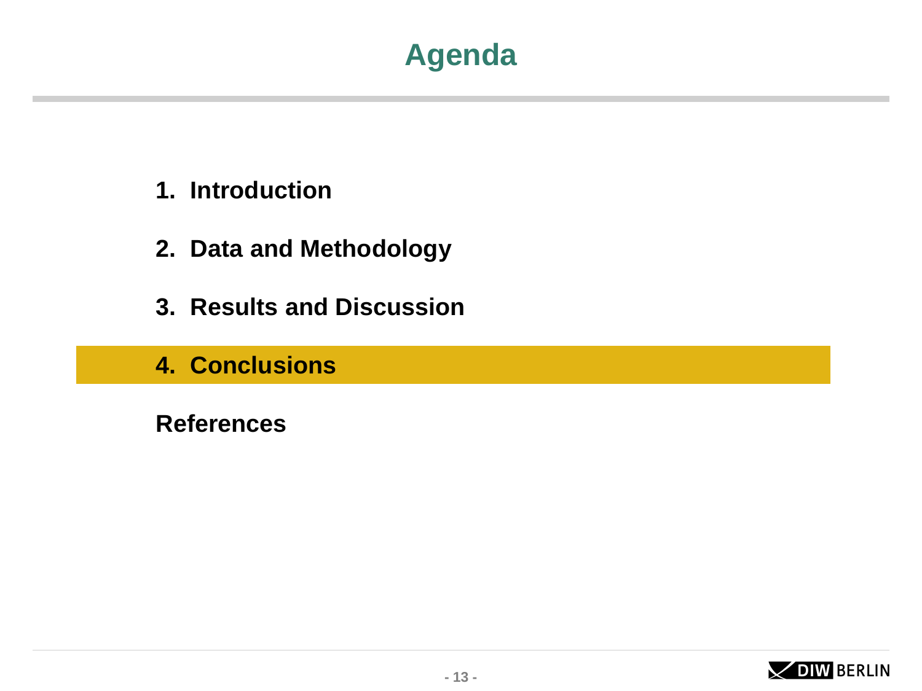# Agenda

1. Introduction

2. Data and Methodology

3. Results and Discussion

4. **Conclusions**

References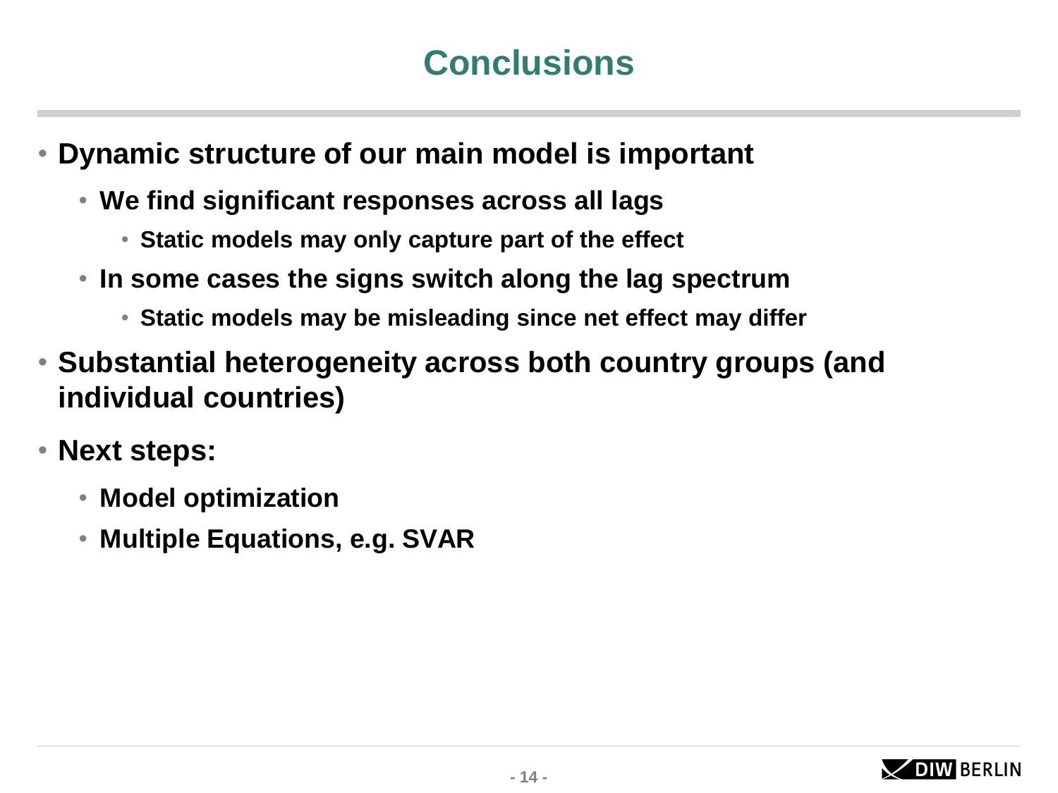# Conclusions

- **Dynamic structure of our main model is important**
  - **We find significant responses across all lags**
    - **Static models may only capture part of the effect**
  - **In some cases the signs switch along the lag spectrum**
    - **Static models may be misleading since net effect may differ**
- **Substantial heterogeneity across both country groups (and individual countries)**
- **Next steps:**
  - **Model optimization**
  - **Multiple Equations, e.g. SVAR**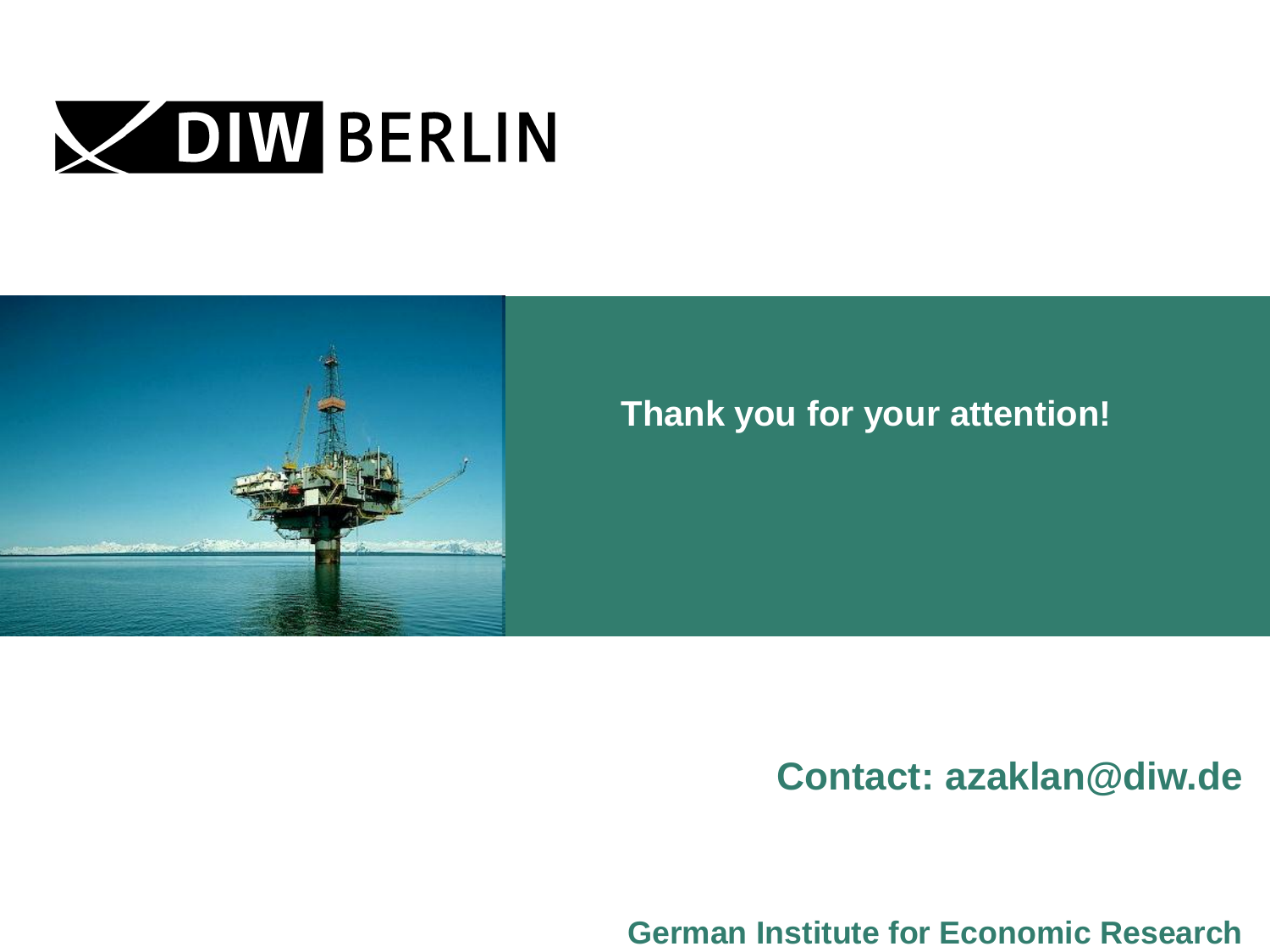DIW BERLIN

**Thank you for your attention!**

**Contact: azaklan@diw.de**

**German Institute for Economic Research**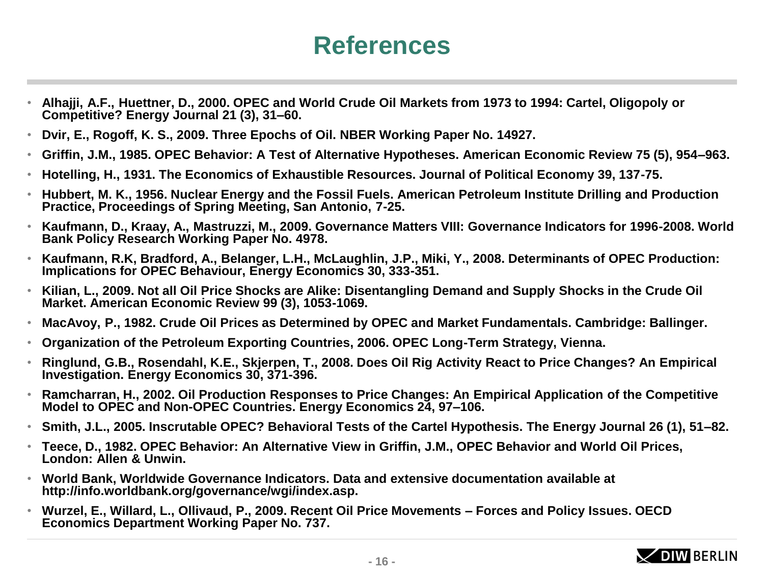# References

- Alhajji, A.F., Huettner, D., 2000. OPEC and World Crude Oil Markets from 1973 to 1994: Cartel, Oligopoly or Competitive? Energy Journal 21 (3), 31–60.
- Dvir, E., Rogoff, K. S., 2009. Three Epochs of Oil. NBER Working Paper No. 14927.
- Griffin, J.M., 1985. OPEC Behavior: A Test of Alternative Hypotheses. American Economic Review 75 (5), 954–963.
- Hotelling, H., 1931. The Economics of Exhaustible Resources. Journal of Political Economy 39, 137-75.
- Hubbert, M. K., 1956. Nuclear Energy and the Fossil Fuels. American Petroleum Institute Drilling and Production Practice, Proceedings of Spring Meeting, San Antonio, 7-25.
- Kaufmann, D., Kraay, A., Mastruzzi, M., 2009. Governance Matters VIII: Governance Indicators for 1996-2008. World Bank Policy Research Working Paper No. 4978.
- Kaufmann, R.K, Bradford, A., Belanger, L.H., McLaughlin, J.P., Miki, Y., 2008. Determinants of OPEC Production: Implications for OPEC Behaviour, Energy Economics 30, 333-351.
- Kilian, L., 2009. Not all Oil Price Shocks are Alike: Disentangling Demand and Supply Shocks in the Crude Oil Market. American Economic Review 99 (3), 1053-1069.
- MacAvoy, P., 1982. Crude Oil Prices as Determined by OPEC and Market Fundamentals. Cambridge: Ballinger.
- Organization of the Petroleum Exporting Countries, 2006. OPEC Long-Term Strategy, Vienna.
- Ringlund, G.B., Rosendahl, K.E., Skjerpen, T., 2008. Does Oil Rig Activity React to Price Changes? An Empirical Investigation. Energy Economics 30, 371-396.
- Ramcharran, H., 2002. Oil Production Responses to Price Changes: An Empirical Application of the Competitive Model to OPEC and Non-OPEC Countries. Energy Economics 24, 97–106.
- Smith, J.L., 2005. Inscrutable OPEC? Behavioral Tests of the Cartel Hypothesis. The Energy Journal 26 (1), 51–82.
- Teece, D., 1982. OPEC Behavior: An Alternative View in Griffin, J.M., OPEC Behavior and World Oil Prices, London: Allen & Unwin.
- World Bank, Worldwide Governance Indicators. Data and extensive documentation available at http://info.worldbank.org/governance/wgi/index.asp.
- Wurzel, E., Willard, L., Ollivaud, P., 2009. Recent Oil Price Movements – Forces and Policy Issues. OECD Economics Department Working Paper No. 737.